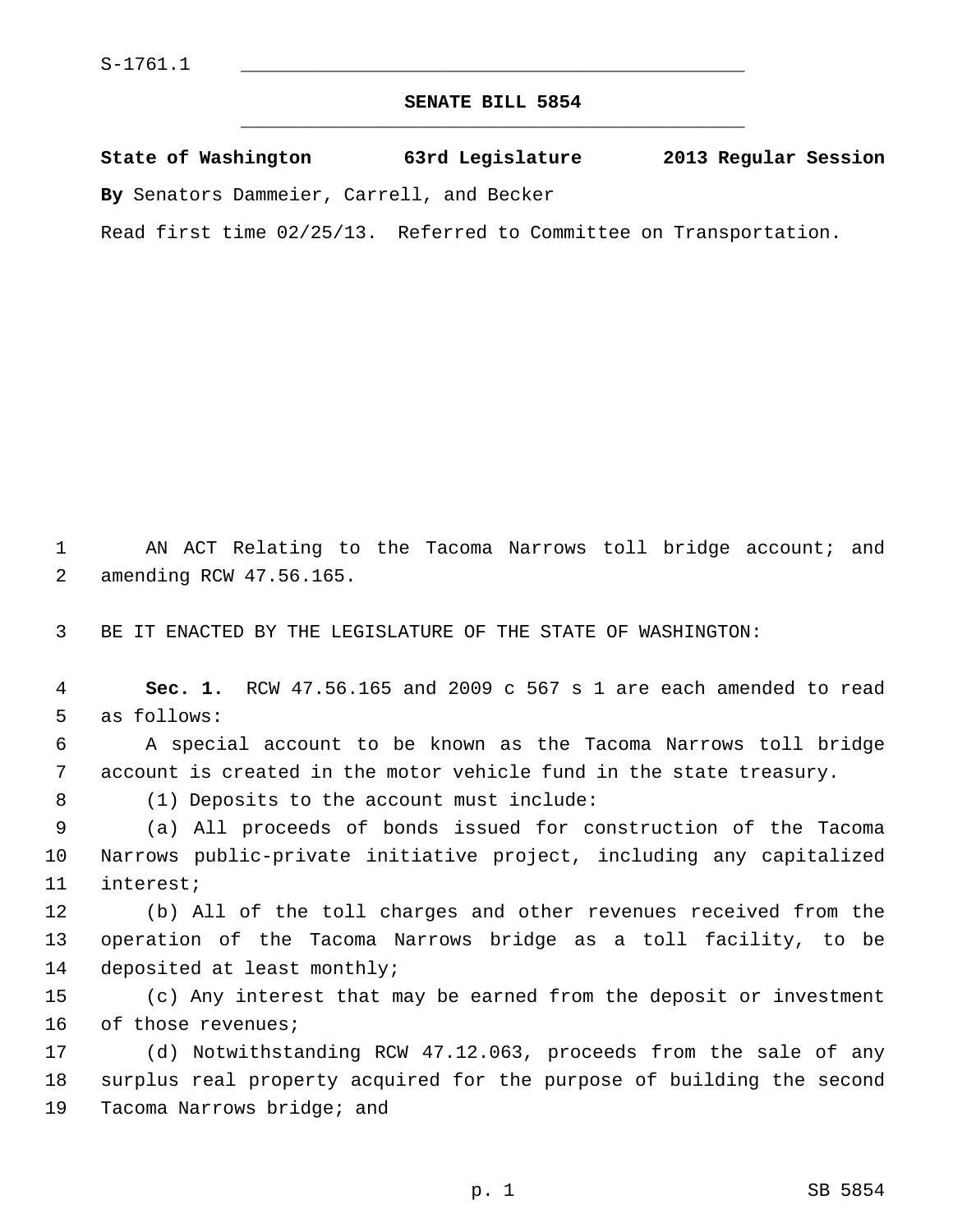S-1761.1

# SENATE BILL 5854

**State of Washington 63rd Legislature 2013 Regular Session**

**By** Senators Dammeier, Carrell, and Becker

Read first time 02/25/13. Referred to Committee on Transportation.

AN ACT Relating to the Tacoma Narrows toll bridge account; and amending RCW 47.56.165.

BE IT ENACTED BY THE LEGISLATURE OF THE STATE OF WASHINGTON:

**Sec. 1.** RCW 47.56.165 and 2009 c 567 s 1 are each amended to read as follows:

A special account to be known as the Tacoma Narrows toll bridge account is created in the motor vehicle fund in the state treasury.

(1) Deposits to the account must include:

(a) All proceeds of bonds issued for construction of the Tacoma Narrows public-private initiative project, including any capitalized interest;

(b) All of the toll charges and other revenues received from the operation of the Tacoma Narrows bridge as a toll facility, to be deposited at least monthly;

(c) Any interest that may be earned from the deposit or investment of those revenues;

(d) Notwithstanding RCW 47.12.063, proceeds from the sale of any surplus real property acquired for the purpose of building the second Tacoma Narrows bridge; and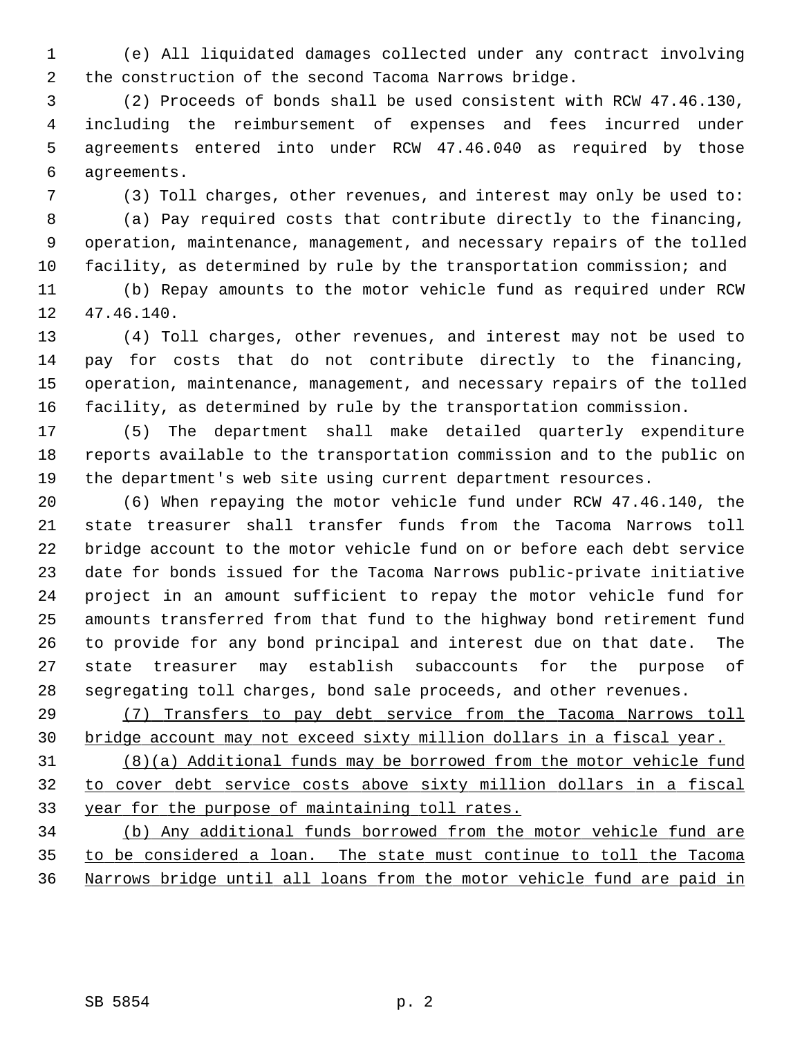(e) All liquidated damages collected under any contract involving the construction of the second Tacoma Narrows bridge.

(2) Proceeds of bonds shall be used consistent with RCW 47.46.130, including the reimbursement of expenses and fees incurred under agreements entered into under RCW 47.46.040 as required by those agreements.

(3) Toll charges, other revenues, and interest may only be used to:

(a) Pay required costs that contribute directly to the financing, operation, maintenance, management, and necessary repairs of the tolled facility, as determined by rule by the transportation commission; and

(b) Repay amounts to the motor vehicle fund as required under RCW 47.46.140.

(4) Toll charges, other revenues, and interest may not be used to pay for costs that do not contribute directly to the financing, operation, maintenance, management, and necessary repairs of the tolled facility, as determined by rule by the transportation commission.

(5) The department shall make detailed quarterly expenditure reports available to the transportation commission and to the public on the department's web site using current department resources.

(6) When repaying the motor vehicle fund under RCW 47.46.140, the state treasurer shall transfer funds from the Tacoma Narrows toll bridge account to the motor vehicle fund on or before each debt service date for bonds issued for the Tacoma Narrows public-private initiative project in an amount sufficient to repay the motor vehicle fund for amounts transferred from that fund to the highway bond retirement fund to provide for any bond principal and interest due on that date. The state treasurer may establish subaccounts for the purpose of segregating toll charges, bond sale proceeds, and other revenues.

<u>(7) Transfers to pay debt service from the Tacoma Narrows toll bridge account may not exceed sixty million dollars in a fiscal year.</u>

<u>(8)(a) Additional funds may be borrowed from the motor vehicle fund to cover debt service costs above sixty million dollars in a fiscal year for the purpose of maintaining toll rates.</u>

<u>(b) Any additional funds borrowed from the motor vehicle fund are to be considered a loan. The state must continue to toll the Tacoma Narrows bridge until all loans from the motor vehicle fund are paid in</u>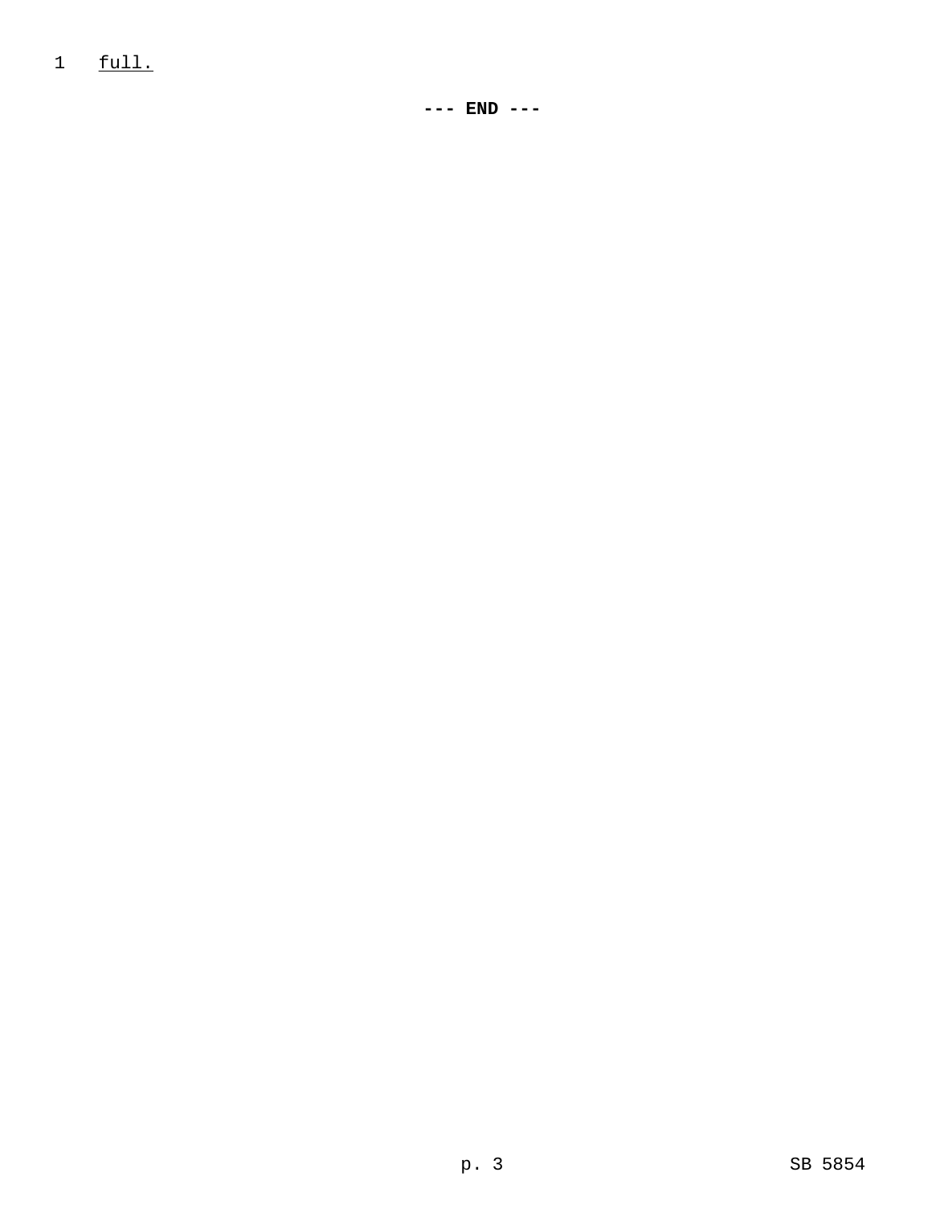full.

--- END ---